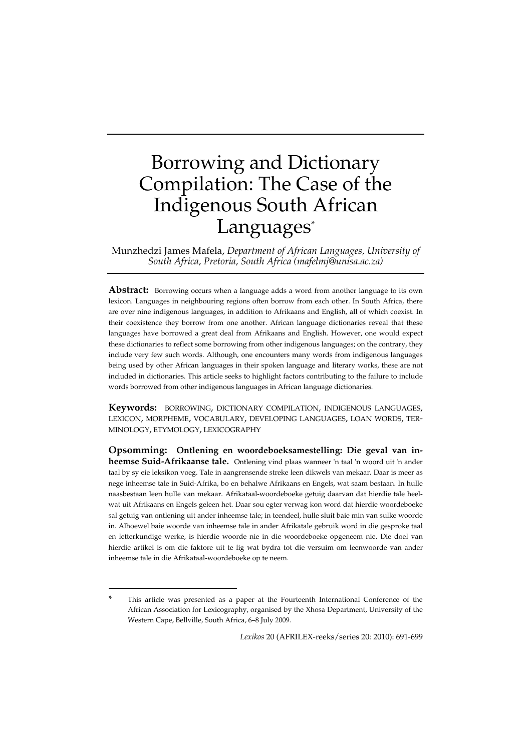# Borrowing and Dictionary Compilation: The Case of the Indigenous South African Languages*

Munzhedzi James Mafela, *Department of African Languages, University of South Africa, Pretoria, South Africa (mafelmj@unisa.ac.za)*

**Abstract:** Borrowing occurs when a language adds a word from another language to its own lexicon. Languages in neighbouring regions often borrow from each other. In South Africa, there are over nine indigenous languages, in addition to Afrikaans and English, all of which coexist. In their coexistence they borrow from one another. African language dictionaries reveal that these languages have borrowed a great deal from Afrikaans and English. However, one would expect these dictionaries to reflect some borrowing from other indigenous languages; on the contrary, they include very few such words. Although, one encounters many words from indigenous languages being used by other African languages in their spoken language and literary works, these are not included in dictionaries. This article seeks to highlight factors contributing to the failure to include words borrowed from other indigenous languages in African language dictionaries.

**Keywords:** BORROWING, DICTIONARY COMPILATION, INDIGENOUS LANGUAGES, LEXICON, MORPHEME, VOCABULARY, DEVELOPING LANGUAGES, LOAN WORDS, TERMINOLOGY, ETYMOLOGY, LEXICOGRAPHY

**Opsomming: Ontlening en woordeboeksamestelling: Die geval van inheemse Suid-Afrikaanse tale.** Ontlening vind plaas wanneer 'n taal 'n woord uit 'n ander taal by sy eie leksikon voeg. Tale in aangrensende streke leen dikwels van mekaar. Daar is meer as nege inheemse tale in Suid-Afrika, bo en behalwe Afrikaans en Engels, wat saam bestaan. In hulle naasbestaan leen hulle van mekaar. Afrikataal-woordeboeke getuig daarvan dat hierdie tale heelwat uit Afrikaans en Engels geleen het. Daar sou egter verwag kon word dat hierdie woordeboeke sal getuig van ontlening uit ander inheemse tale; in teendeel, hulle sluit baie min van sulke woorde in. Alhoewel baie woorde van inheemse tale in ander Afrikatale gebruik word in die gesproke taal en letterkundige werke, is hierdie woorde nie in die woordeboeke opgeneem nie. Die doel van hierdie artikel is om die faktore uit te lig wat bydra tot die versuim om leenwoorde van ander inheemse tale in die Afrikataal-woordeboeke op te neem.

---

\* This article was presented as a paper at the Fourteenth International Conference of the African Association for Lexicography, organised by the Xhosa Department, University of the Western Cape, Bellville, South Africa, 6–8 July 2009.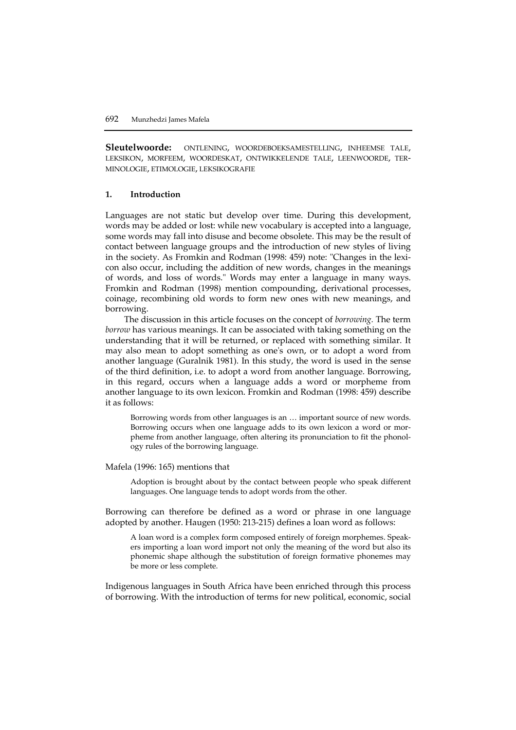**Sleutelwoorde:** ONTLENING, WOORDEBOEKSAMESTELLING, INHEEMSE TALE, LEKSIKON, MORFEEM, WOORDESKAT, ONTWIKKELENDE TALE, LEENWOORDE, TERMINOLOGIE, ETIMOLOGIE, LEKSIKOGRAFIE

## 1. Introduction

Languages are not static but develop over time. During this development, words may be added or lost: while new vocabulary is accepted into a language, some words may fall into disuse and become obsolete. This may be the result of contact between language groups and the introduction of new styles of living in the society. As Fromkin and Rodman (1998: 459) note: "Changes in the lexicon also occur, including the addition of new words, changes in the meanings of words, and loss of words." Words may enter a language in many ways. Fromkin and Rodman (1998) mention compounding, derivational processes, coinage, recombining old words to form new ones with new meanings, and borrowing.

The discussion in this article focuses on the concept of *borrowing.* The term *borrow* has various meanings. It can be associated with taking something on the understanding that it will be returned, or replaced with something similar. It may also mean to adopt something as one's own, or to adopt a word from another language (Guralnik 1981). In this study, the word is used in the sense of the third definition, i.e. to adopt a word from another language. Borrowing, in this regard, occurs when a language adds a word or morpheme from another language to its own lexicon. Fromkin and Rodman (1998: 459) describe it as follows:

> Borrowing words from other languages is an … important source of new words. Borrowing occurs when one language adds to its own lexicon a word or morpheme from another language, often altering its pronunciation to fit the phonology rules of the borrowing language.

Mafela (1996: 165) mentions that

> Adoption is brought about by the contact between people who speak different languages. One language tends to adopt words from the other.

Borrowing can therefore be defined as a word or phrase in one language adopted by another. Haugen (1950: 213-215) defines a loan word as follows:

> A loan word is a complex form composed entirely of foreign morphemes. Speakers importing a loan word import not only the meaning of the word but also its phonemic shape although the substitution of foreign formative phonemes may be more or less complete.

Indigenous languages in South Africa have been enriched through this process of borrowing. With the introduction of terms for new political, economic, social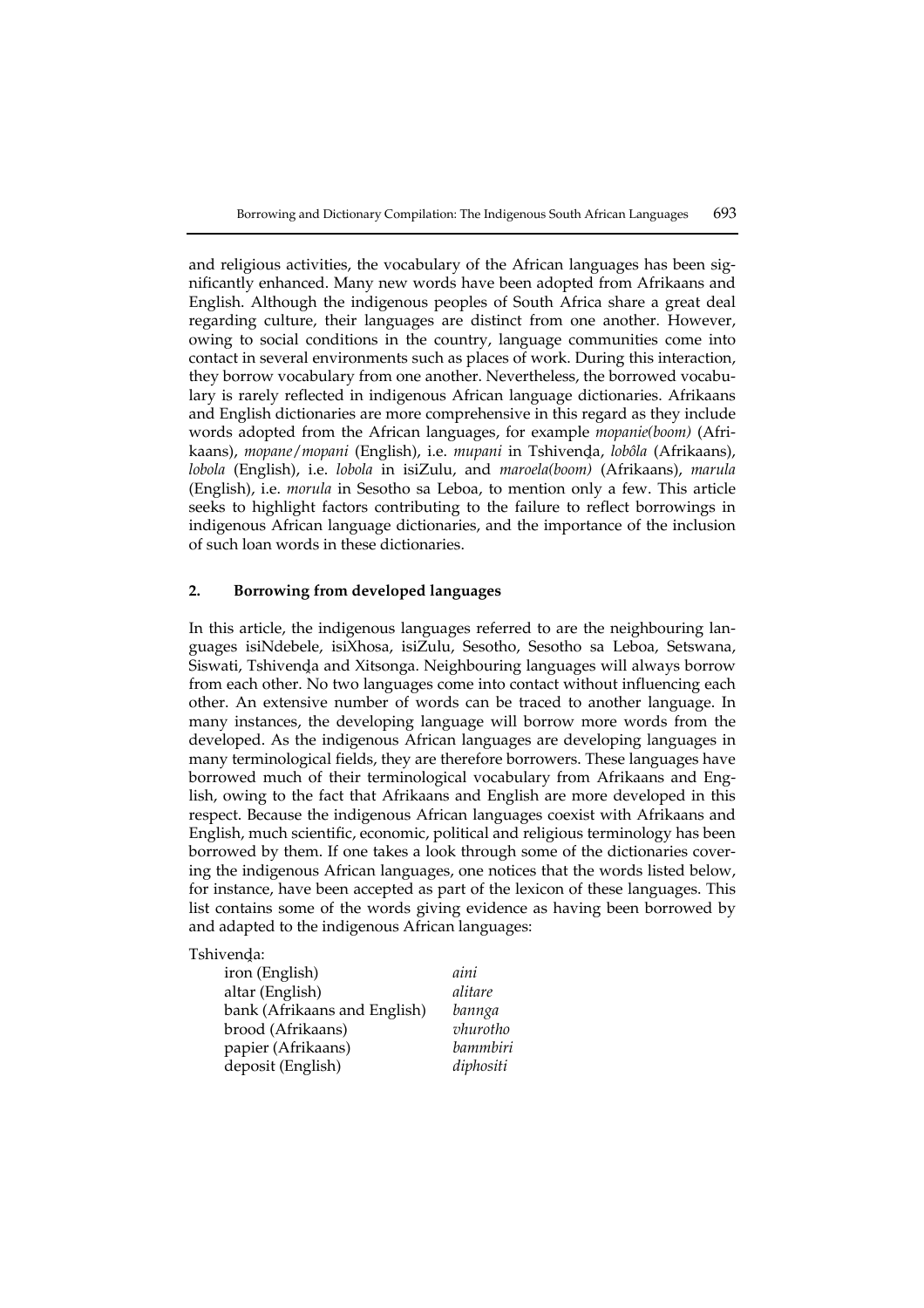and religious activities, the vocabulary of the African languages has been significantly enhanced. Many new words have been adopted from Afrikaans and English. Although the indigenous peoples of South Africa share a great deal regarding culture, their languages are distinct from one another. However, owing to social conditions in the country, language communities come into contact in several environments such as places of work. During this interaction, they borrow vocabulary from one another. Nevertheless, the borrowed vocabulary is rarely reflected in indigenous African language dictionaries. Afrikaans and English dictionaries are more comprehensive in this regard as they include words adopted from the African languages, for example *mopanie(boom)* (Afrikaans), *mopane/mopani* (English), i.e. *mupani* in Tshivenḓa, *lobôla* (Afrikaans), *lobola* (English), i.e. *lobola* in isiZulu, and *maroela(boom)* (Afrikaans), *marula* (English), i.e. *morula* in Sesotho sa Leboa, to mention only a few. This article seeks to highlight factors contributing to the failure to reflect borrowings in indigenous African language dictionaries, and the importance of the inclusion of such loan words in these dictionaries.

## 2. Borrowing from developed languages

In this article, the indigenous languages referred to are the neighbouring languages isiNdebele, isiXhosa, isiZulu, Sesotho, Sesotho sa Leboa, Setswana, Siswati, Tshivenḓa and Xitsonga. Neighbouring languages will always borrow from each other. No two languages come into contact without influencing each other. An extensive number of words can be traced to another language. In many instances, the developing language will borrow more words from the developed. As the indigenous African languages are developing languages in many terminological fields, they are therefore borrowers. These languages have borrowed much of their terminological vocabulary from Afrikaans and English, owing to the fact that Afrikaans and English are more developed in this respect. Because the indigenous African languages coexist with Afrikaans and English, much scientific, economic, political and religious terminology has been borrowed by them. If one takes a look through some of the dictionaries covering the indigenous African languages, one notices that the words listed below, for instance, have been accepted as part of the lexicon of these languages. This list contains some of the words giving evidence as having been borrowed by and adapted to the indigenous African languages:

Tshivenḓa:

| | |
|---|---|
| iron (English) | *aini* |
| altar (English) | *alitare* |
| bank (Afrikaans and English) | *bannga* |
| brood (Afrikaans) | *vhurotho* |
| papier (Afrikaans) | *bammbiri* |
| deposit (English) | *diphositi* |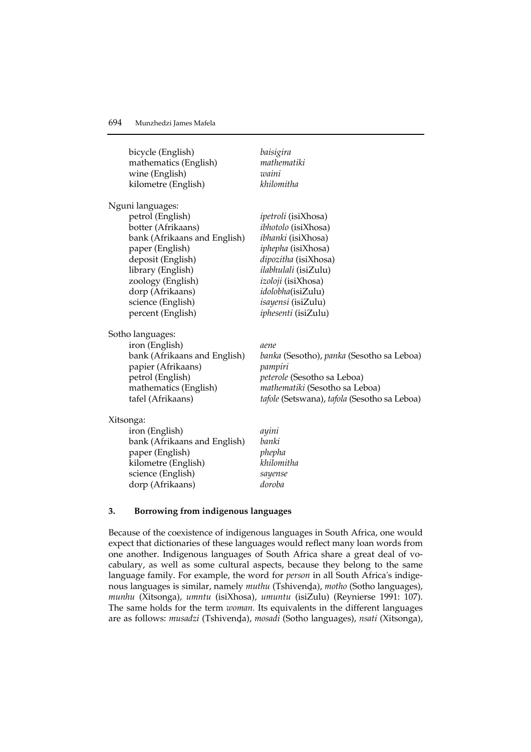| | |
|---|---|
| bicycle (English) | *baisigira* |
| mathematics (English) | *mathematiki* |
| wine (English) | *waini* |
| kilometre (English) | *khilomitha* |

Nguni languages:

| | |
|---|---|
| petrol (English) | *ipetroli* (isiXhosa) |
| botter (Afrikaans) | *ibhotolo* (isiXhosa) |
| bank (Afrikaans and English) | *ibhanki* (isiXhosa) |
| paper (English) | *iphepha* (isiXhosa) |
| deposit (English) | *dipozitha* (isiXhosa) |
| library (English) | *ilabhulali* (isiZulu) |
| zoology (English) | *izoloji* (isiXhosa) |
| dorp (Afrikaans) | *idolobha*(isiZulu) |
| science (English) | *isayensi* (isiZulu) |
| percent (English) | *iphesenti* (isiZulu) |

Sotho languages:

| | |
|---|---|
| iron (English) | *aene* |
| bank (Afrikaans and English) | *banka* (Sesotho), *panka* (Sesotho sa Leboa) |
| papier (Afrikaans) | *pampiri* |
| petrol (English) | *peterole* (Sesotho sa Leboa) |
| mathematics (English) | *mathematiki* (Sesotho sa Leboa) |
| tafel (Afrikaans) | *tafole* (Setswana), *tafola* (Sesotho sa Leboa) |

Xitsonga:

| | |
|---|---|
| iron (English) | *ayini* |
| bank (Afrikaans and English) | *banki* |
| paper (English) | *phepha* |
| kilometre (English) | *khilomitha* |
| science (English) | *sayense* |
| dorp (Afrikaans) | *doroba* |

## 3. Borrowing from indigenous languages

Because of the coexistence of indigenous languages in South Africa, one would expect that dictionaries of these languages would reflect many loan words from one another. Indigenous languages of South Africa share a great deal of vocabulary, as well as some cultural aspects, because they belong to the same language family. For example, the word for *person* in all South Africa's indigenous languages is similar, namely *muthu* (Tshivenḓa), *motho* (Sotho languages), *munhu* (Xitsonga), *umntu* (isiXhosa), *umuntu* (isiZulu) (Reynierse 1991: 107). The same holds for the term *woman*. Its equivalents in the different languages are as follows: *musadzi* (Tshivenḓa), *mosadi* (Sotho languages), *nsati* (Xitsonga),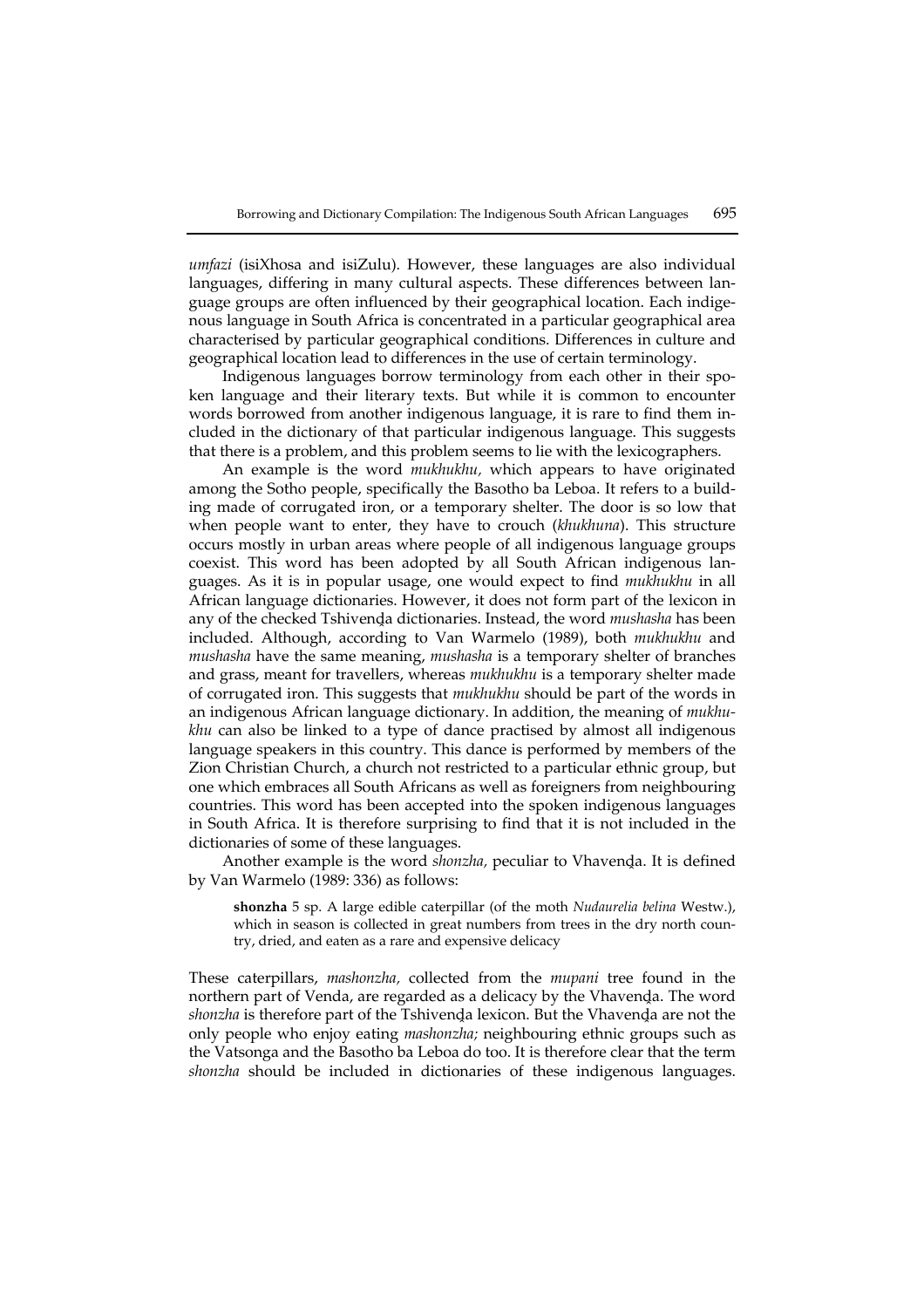*umfazi* (isiXhosa and isiZulu). However, these languages are also individual languages, differing in many cultural aspects. These differences between language groups are often influenced by their geographical location. Each indigenous language in South Africa is concentrated in a particular geographical area characterised by particular geographical conditions. Differences in culture and geographical location lead to differences in the use of certain terminology.

Indigenous languages borrow terminology from each other in their spoken language and their literary texts. But while it is common to encounter words borrowed from another indigenous language, it is rare to find them included in the dictionary of that particular indigenous language. This suggests that there is a problem, and this problem seems to lie with the lexicographers.

An example is the word *mukhukhu,* which appears to have originated among the Sotho people, specifically the Basotho ba Leboa. It refers to a building made of corrugated iron, or a temporary shelter. The door is so low that when people want to enter, they have to crouch (*khukhuna*). This structure occurs mostly in urban areas where people of all indigenous language groups coexist. This word has been adopted by all South African indigenous languages. As it is in popular usage, one would expect to find *mukhukhu* in all African language dictionaries. However, it does not form part of the lexicon in any of the checked Tshivenḓa dictionaries. Instead, the word *mushasha* has been included. Although, according to Van Warmelo (1989), both *mukhukhu* and *mushasha* have the same meaning, *mushasha* is a temporary shelter of branches and grass, meant for travellers, whereas *mukhukhu* is a temporary shelter made of corrugated iron. This suggests that *mukhukhu* should be part of the words in an indigenous African language dictionary. In addition, the meaning of *mukhukhu* can also be linked to a type of dance practised by almost all indigenous language speakers in this country. This dance is performed by members of the Zion Christian Church, a church not restricted to a particular ethnic group, but one which embraces all South Africans as well as foreigners from neighbouring countries. This word has been accepted into the spoken indigenous languages in South Africa. It is therefore surprising to find that it is not included in the dictionaries of some of these languages.

Another example is the word *shonzha,* peculiar to Vhavenḓa. It is defined by Van Warmelo (1989: 336) as follows:

> **shonzha** 5 sp. A large edible caterpillar (of the moth *Nudaurelia belina* Westw.), which in season is collected in great numbers from trees in the dry north country, dried, and eaten as a rare and expensive delicacy

These caterpillars, *mashonzha,* collected from the *mupani* tree found in the northern part of Venda, are regarded as a delicacy by the Vhavenḓa. The word *shonzha* is therefore part of the Tshivenḓa lexicon. But the Vhavenḓa are not the only people who enjoy eating *mashonzha;* neighbouring ethnic groups such as the Vatsonga and the Basotho ba Leboa do too. It is therefore clear that the term *shonzha* should be included in dictionaries of these indigenous languages.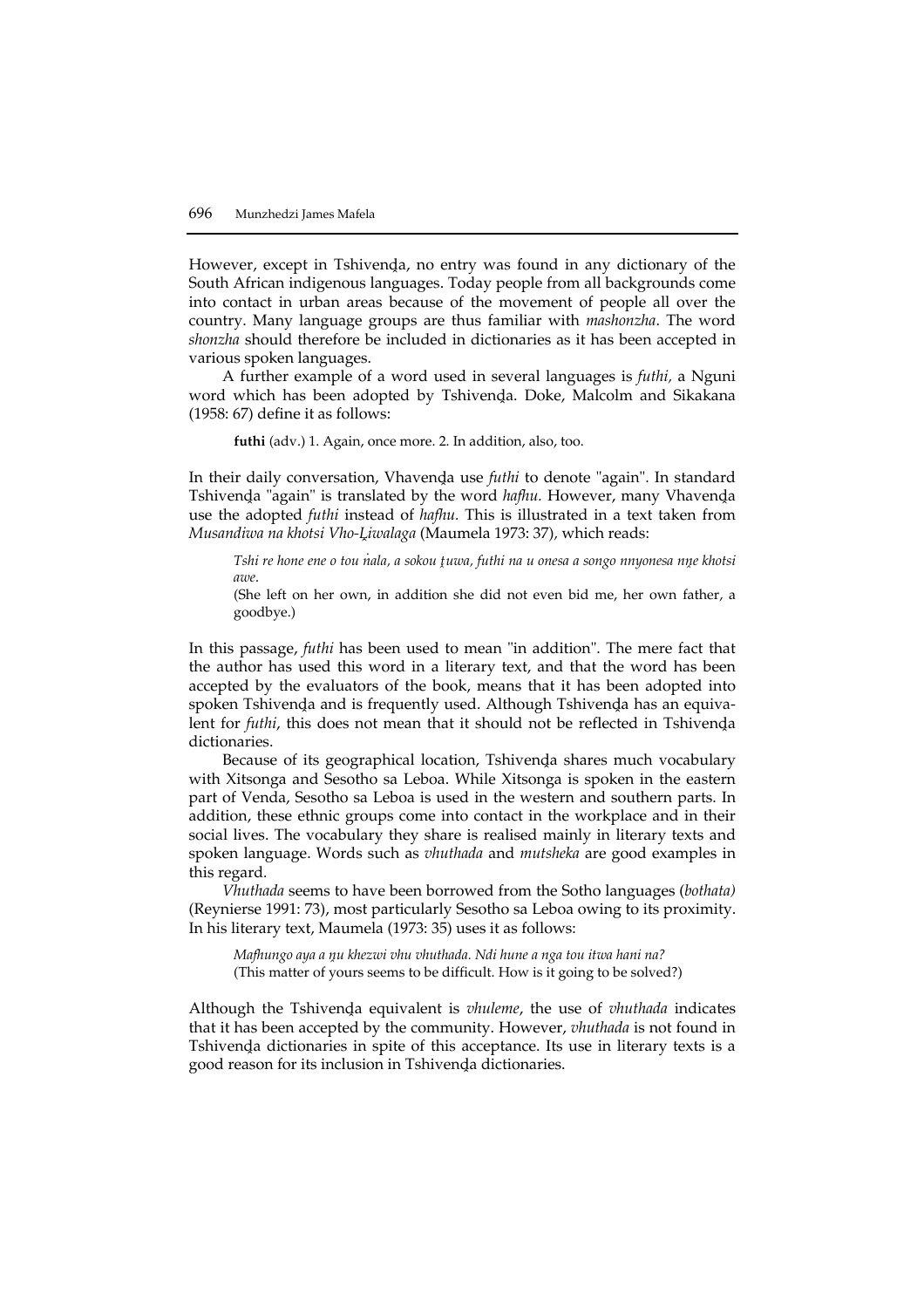However, except in Tshivenḓa, no entry was found in any dictionary of the South African indigenous languages. Today people from all backgrounds come into contact in urban areas because of the movement of people all over the country. Many language groups are thus familiar with *mashonzha*. The word *shonzha* should therefore be included in dictionaries as it has been accepted in various spoken languages.

A further example of a word used in several languages is *futhi*, a Nguni word which has been adopted by Tshivenḓa. Doke, Malcolm and Sikakana (1958: 67) define it as follows:

> **futhi** (adv.) 1. Again, once more. 2. In addition, also, too.

In their daily conversation, Vhavenḓa use *futhi* to denote "again". In standard Tshivenḓa "again" is translated by the word *hafhu*. However, many Vhavenḓa use the adopted *futhi* instead of *hafhu*. This is illustrated in a text taken from *Musandiwa na khotsi Vho-Ḽiwalaga* (Maumela 1973: 37), which reads:

> *Tshi re hone ene o tou ṅala, a sokou ṱuwa, futhi na u onesa a songo nnyonesa nṋe khotsi awe.*
> (She left on her own, in addition she did not even bid me, her own father, a goodbye.)

In this passage, *futhi* has been used to mean "in addition". The mere fact that the author has used this word in a literary text, and that the word has been accepted by the evaluators of the book, means that it has been adopted into spoken Tshivenḓa and is frequently used. Although Tshivenḓa has an equivalent for *futhi*, this does not mean that it should not be reflected in Tshivenḓa dictionaries.

Because of its geographical location, Tshivenḓa shares much vocabulary with Xitsonga and Sesotho sa Leboa. While Xitsonga is spoken in the eastern part of Venda, Sesotho sa Leboa is used in the western and southern parts. In addition, these ethnic groups come into contact in the workplace and in their social lives. The vocabulary they share is realised mainly in literary texts and spoken language. Words such as *vhuthada* and *mutsheka* are good examples in this regard.

*Vhuthada* seems to have been borrowed from the Sotho languages (*bothata)* (Reynierse 1991: 73), most particularly Sesotho sa Leboa owing to its proximity. In his literary text, Maumela (1973: 35) uses it as follows:

> *Mafhungo aya a ṋu khezwi vhu vhuthada. Ndi hune a nga tou itwa hani na?*
> (This matter of yours seems to be difficult. How is it going to be solved?)

Although the Tshivenḓa equivalent is *vhuleme*, the use of *vhuthada* indicates that it has been accepted by the community. However, *vhuthada* is not found in Tshivenḓa dictionaries in spite of this acceptance. Its use in literary texts is a good reason for its inclusion in Tshivenḓa dictionaries.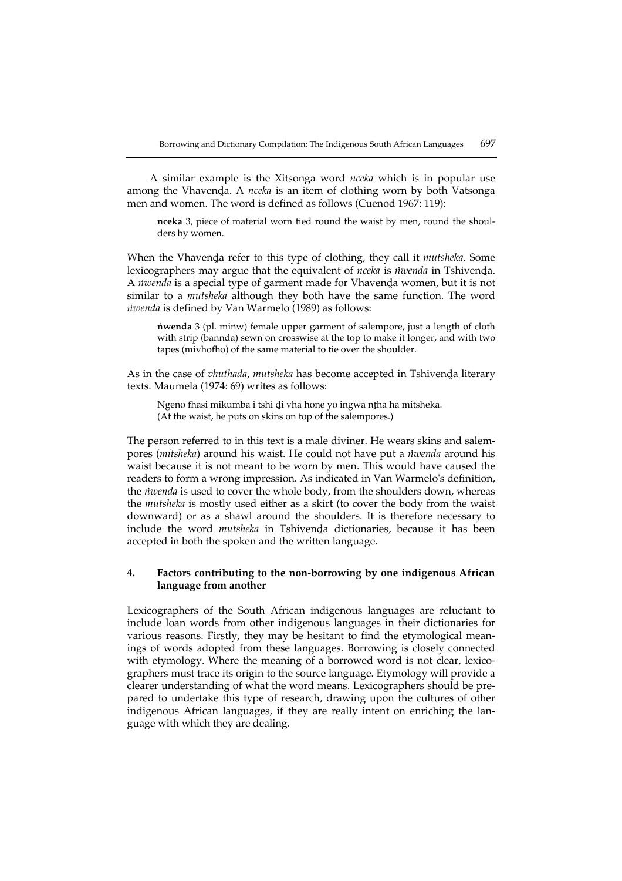A similar example is the Xitsonga word *nceka* which is in popular use among the Vhavenḓa. A *nceka* is an item of clothing worn by both Vatsonga men and women. The word is defined as follows (Cuenod 1967: 119):

> **nceka** 3, piece of material worn tied round the waist by men, round the shoulders by women.

When the Vhavenḓa refer to this type of clothing, they call it *mutsheka.* Some lexicographers may argue that the equivalent of *nceka* is *ṅwenda* in Tshivenḓa. A *ṅwenda* is a special type of garment made for Vhavenḓa women, but it is not similar to a *mutsheka* although they both have the same function. The word *ṅwenda* is defined by Van Warmelo (1989) as follows:

> **ṅwenda** 3 (pl. miṅw) female upper garment of salempore, just a length of cloth with strip (bannda) sewn on crosswise at the top to make it longer, and with two tapes (mivhofho) of the same material to tie over the shoulder.

As in the case of *vhuthada*, *mutsheka* has become accepted in Tshivenḓa literary texts. Maumela (1974: 69) writes as follows:

> Ngeno fhasi mikumba i tshi ḓi vha hone yo ingwa nṱha ha mitsheka.
> (At the waist, he puts on skins on top of the salempores.)

The person referred to in this text is a male diviner. He wears skins and salempores (*mitsheka*) around his waist. He could not have put a *ṅwenda* around his waist because it is not meant to be worn by men. This would have caused the readers to form a wrong impression. As indicated in Van Warmelo's definition, the *ṅwenda* is used to cover the whole body, from the shoulders down, whereas the *mutsheka* is mostly used either as a skirt (to cover the body from the waist downward) or as a shawl around the shoulders. It is therefore necessary to include the word *mutsheka* in Tshivenḓa dictionaries, because it has been accepted in both the spoken and the written language.

## 4. Factors contributing to the non-borrowing by one indigenous African language from another

Lexicographers of the South African indigenous languages are reluctant to include loan words from other indigenous languages in their dictionaries for various reasons. Firstly, they may be hesitant to find the etymological meanings of words adopted from these languages. Borrowing is closely connected with etymology. Where the meaning of a borrowed word is not clear, lexicographers must trace its origin to the source language. Etymology will provide a clearer understanding of what the word means. Lexicographers should be prepared to undertake this type of research, drawing upon the cultures of other indigenous African languages, if they are really intent on enriching the language with which they are dealing.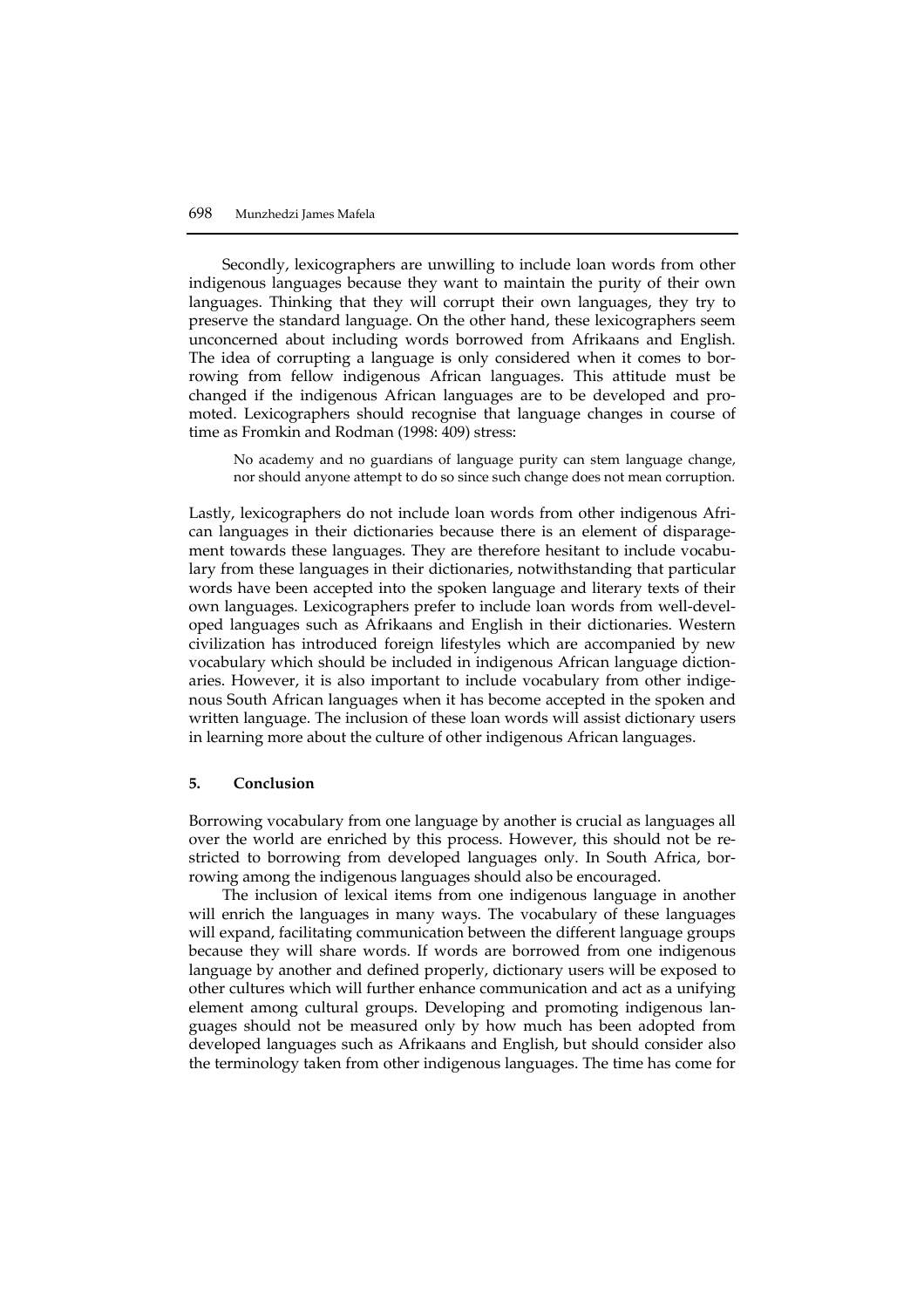Secondly, lexicographers are unwilling to include loan words from other indigenous languages because they want to maintain the purity of their own languages. Thinking that they will corrupt their own languages, they try to preserve the standard language. On the other hand, these lexicographers seem unconcerned about including words borrowed from Afrikaans and English. The idea of corrupting a language is only considered when it comes to borrowing from fellow indigenous African languages. This attitude must be changed if the indigenous African languages are to be developed and promoted. Lexicographers should recognise that language changes in course of time as Fromkin and Rodman (1998: 409) stress:

> No academy and no guardians of language purity can stem language change, nor should anyone attempt to do so since such change does not mean corruption.

Lastly, lexicographers do not include loan words from other indigenous African languages in their dictionaries because there is an element of disparagement towards these languages. They are therefore hesitant to include vocabulary from these languages in their dictionaries, notwithstanding that particular words have been accepted into the spoken language and literary texts of their own languages. Lexicographers prefer to include loan words from well-developed languages such as Afrikaans and English in their dictionaries. Western civilization has introduced foreign lifestyles which are accompanied by new vocabulary which should be included in indigenous African language dictionaries. However, it is also important to include vocabulary from other indigenous South African languages when it has become accepted in the spoken and written language. The inclusion of these loan words will assist dictionary users in learning more about the culture of other indigenous African languages.

## 5. Conclusion

Borrowing vocabulary from one language by another is crucial as languages all over the world are enriched by this process. However, this should not be restricted to borrowing from developed languages only. In South Africa, borrowing among the indigenous languages should also be encouraged.

The inclusion of lexical items from one indigenous language in another will enrich the languages in many ways. The vocabulary of these languages will expand, facilitating communication between the different language groups because they will share words. If words are borrowed from one indigenous language by another and defined properly, dictionary users will be exposed to other cultures which will further enhance communication and act as a unifying element among cultural groups. Developing and promoting indigenous languages should not be measured only by how much has been adopted from developed languages such as Afrikaans and English, but should consider also the terminology taken from other indigenous languages. The time has come for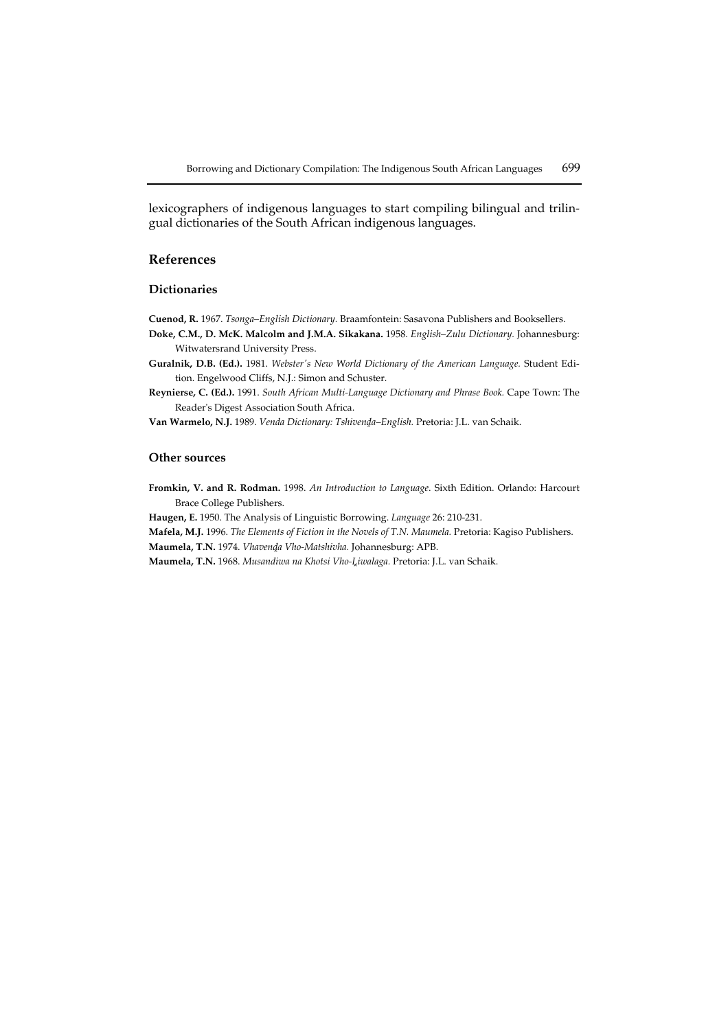lexicographers of indigenous languages to start compiling bilingual and trilingual dictionaries of the South African indigenous languages.

## References

### Dictionaries

**Cuenod, R.** 1967. *Tsonga–English Dictionary.* Braamfontein: Sasavona Publishers and Booksellers.

**Doke, C.M., D. McK. Malcolm and J.M.A. Sikakana.** 1958. *English–Zulu Dictionary.* Johannesburg: Witwatersrand University Press.

**Guralnik, D.B. (Ed.).** 1981. *Webster's New World Dictionary of the American Language.* Student Edition. Engelwood Cliffs, N.J.: Simon and Schuster.

**Reynierse, C. (Ed.).** 1991. *South African Multi-Language Dictionary and Phrase Book.* Cape Town: The Reader's Digest Association South Africa.

**Van Warmelo, N.J.** 1989. *Venda Dictionary: Tshivenḓa–English.* Pretoria: J.L. van Schaik.

### Other sources

**Fromkin, V. and R. Rodman.** 1998. *An Introduction to Language*. Sixth Edition. Orlando: Harcourt Brace College Publishers.

**Haugen, E.** 1950. The Analysis of Linguistic Borrowing. *Language* 26: 210-231.

**Mafela, M.J.** 1996. *The Elements of Fiction in the Novels of T.N. Maumela.* Pretoria: Kagiso Publishers.

**Maumela, T.N.** 1974. *Vhavenḓa Vho-Matshivha.* Johannesburg: APB.

**Maumela, T.N.** 1968. *Musandiwa na Khotsi Vho-Ḽiwalaga.* Pretoria: J.L. van Schaik.